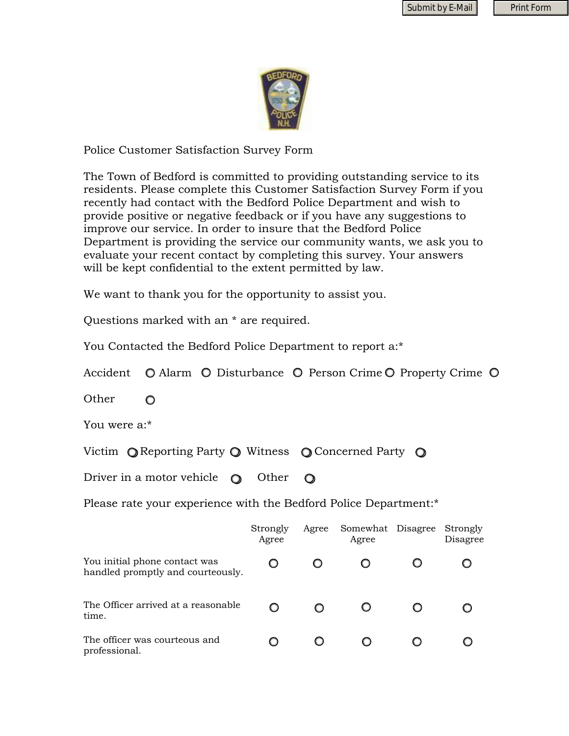Submit by E-Mail | Print Form

Police Customer Satisfaction Survey Form

The Town of Bedford is committed to providing outstanding service to its residents. Please complete this Customer Satisfaction Survey Form if you recently had contact with the Bedford Police Department and wish to provide positive or negative feedback or if you have any suggestions to improve our service. In order to insure that the Bedford Police Department is providing the service our community wants, we ask you to evaluate your recent contact by completing this survey. Your answers will be kept confidential to the extent permitted by law.

We want to thank you for the opportunity to assist you.

Questions marked with an * are required.

You Contacted the Bedford Police Department to report a:*

- ○ Accident
- ○ Alarm
- ○ Disturbance
- ○ Person Crime
- ○ Property Crime
- ○ Other

You were a:*

- ○ Victim
- ○ Reporting Party
- ○ Witness
- ○ Concerned Party
- ○ Driver in a motor vehicle
- ○ Other

Please rate your experience with the Bedford Police Department:*

| | Strongly Agree | Agree | Somewhat Agree | Disagree | Strongly Disagree |
|---|---|---|---|---|---|
| You initial phone contact was handled promptly and courteously. | ○ | ○ | ○ | ○ | ○ |
| The Officer arrived at a reasonable time. | ○ | ○ | ○ | ○ | ○ |
| The officer was courteous and professional. | ○ | ○ | ○ | ○ | ○ |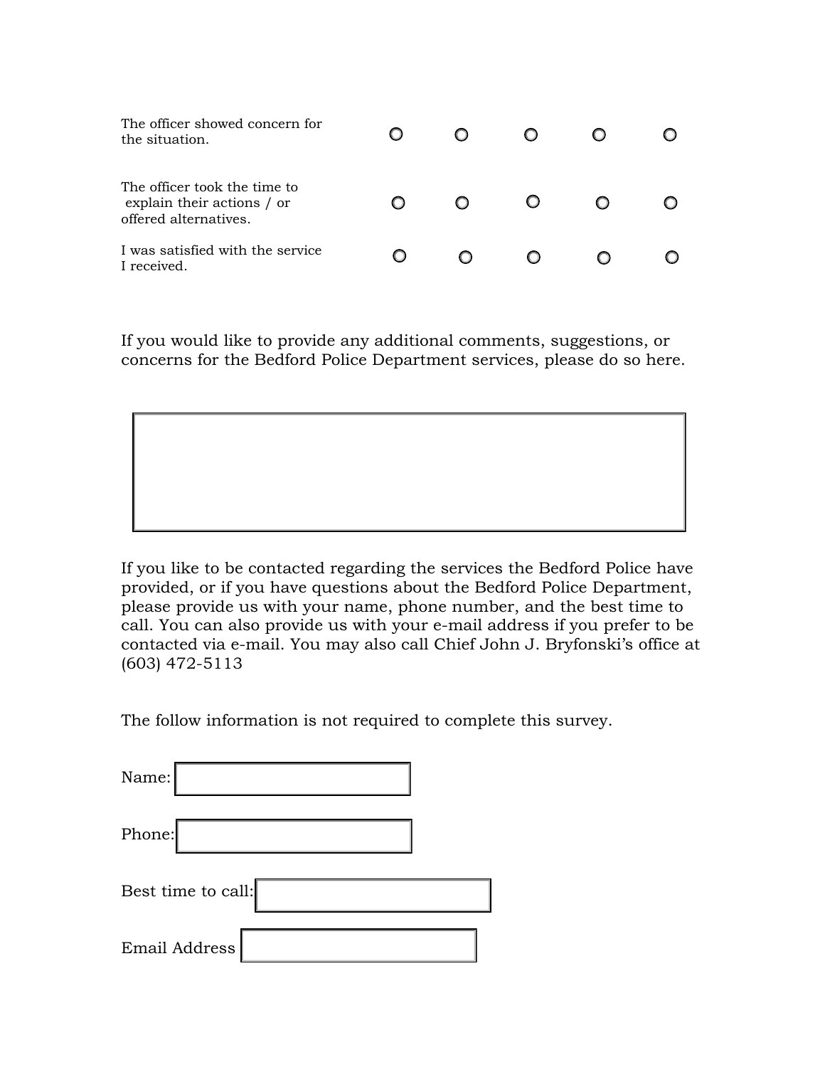| | | | | | |
|---|---|---|---|---|---|
| The officer showed concern for the situation. | ○ | ○ | ○ | ○ | ○ |
| The officer took the time to explain their actions / or offered alternatives. | ○ | ○ | ○ | ○ | ○ |
| I was satisfied with the service I received. | ○ | ○ | ○ | ○ | ○ |

If you would like to provide any additional comments, suggestions, or concerns for the Bedford Police Department services, please do so here.

If you like to be contacted regarding the services the Bedford Police have provided, or if you have questions about the Bedford Police Department, please provide us with your name, phone number, and the best time to call. You can also provide us with your e-mail address if you prefer to be contacted via e-mail. You may also call Chief John J. Bryfonski's office at (603) 472-5113

The follow information is not required to complete this survey.

Name:

Phone:

Best time to call:

Email Address